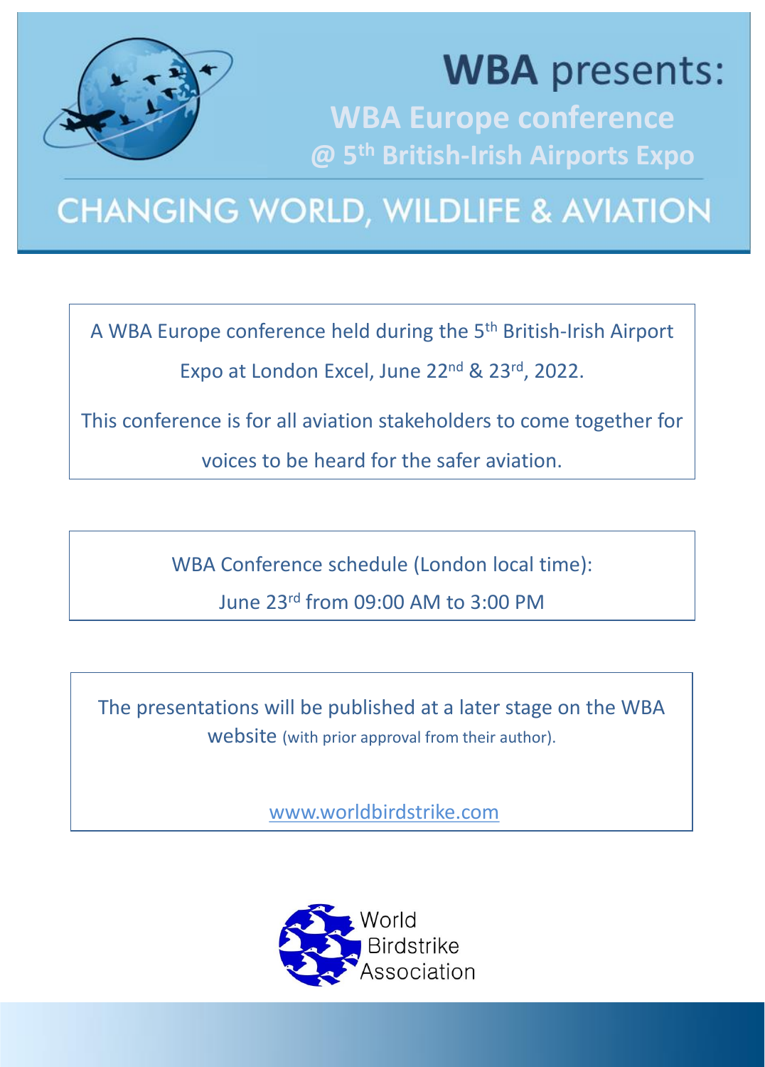# WBA presents:

## WBA Europe conference

## @ 5th British-Irish Airports Expo

# CHANGING WORLD, WILDLIFE & AVIATION

A WBA Europe conference held during the 5th British-Irish Airport Expo at London Excel, June 22nd & 23rd, 2022.

This conference is for all aviation stakeholders to come together for voices to be heard for the safer aviation.

WBA Conference schedule (London local time):

June 23rd from 09:00 AM to 3:00 PM

The presentations will be published at a later stage on the WBA website (with prior approval from their author).

www.worldbirdstrike.com

World Birdstrike Association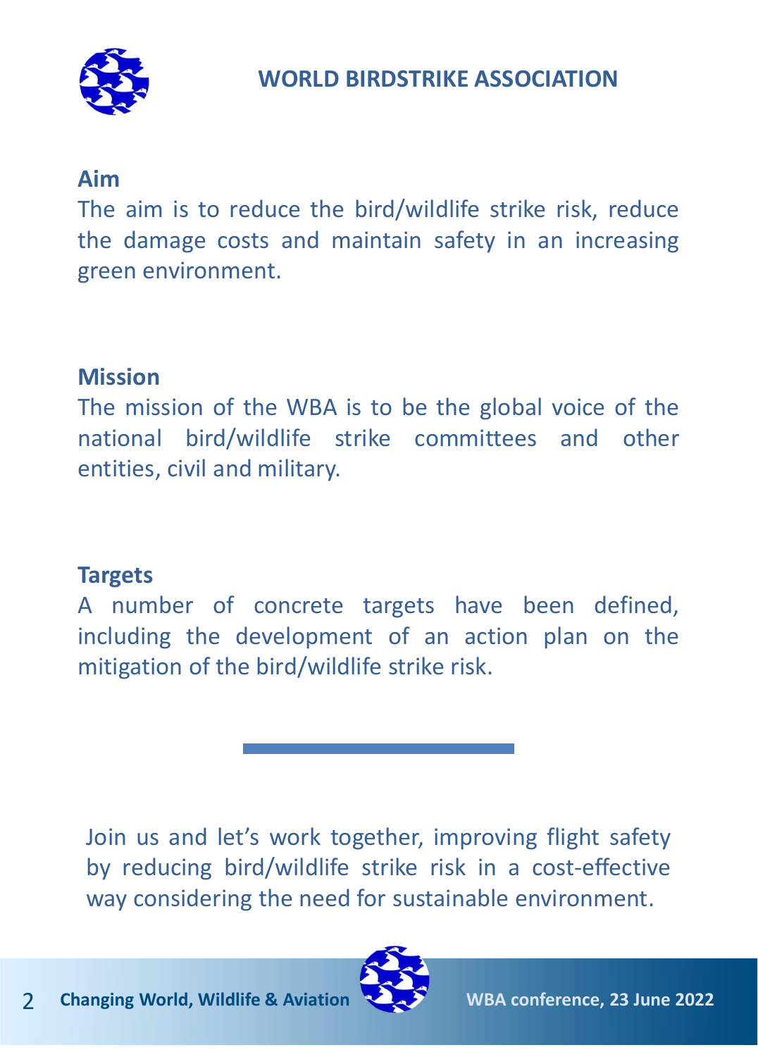# WORLD BIRDSTRIKE ASSOCIATION

## Aim

The aim is to reduce the bird/wildlife strike risk, reduce the damage costs and maintain safety in an increasing green environment.

## Mission

The mission of the WBA is to be the global voice of the national bird/wildlife strike committees and other entities, civil and military.

## Targets

A number of concrete targets have been defined, including the development of an action plan on the mitigation of the bird/wildlife strike risk.

---

Join us and let's work together, improving flight safety by reducing bird/wildlife strike risk in a cost-effective way considering the need for sustainable environment.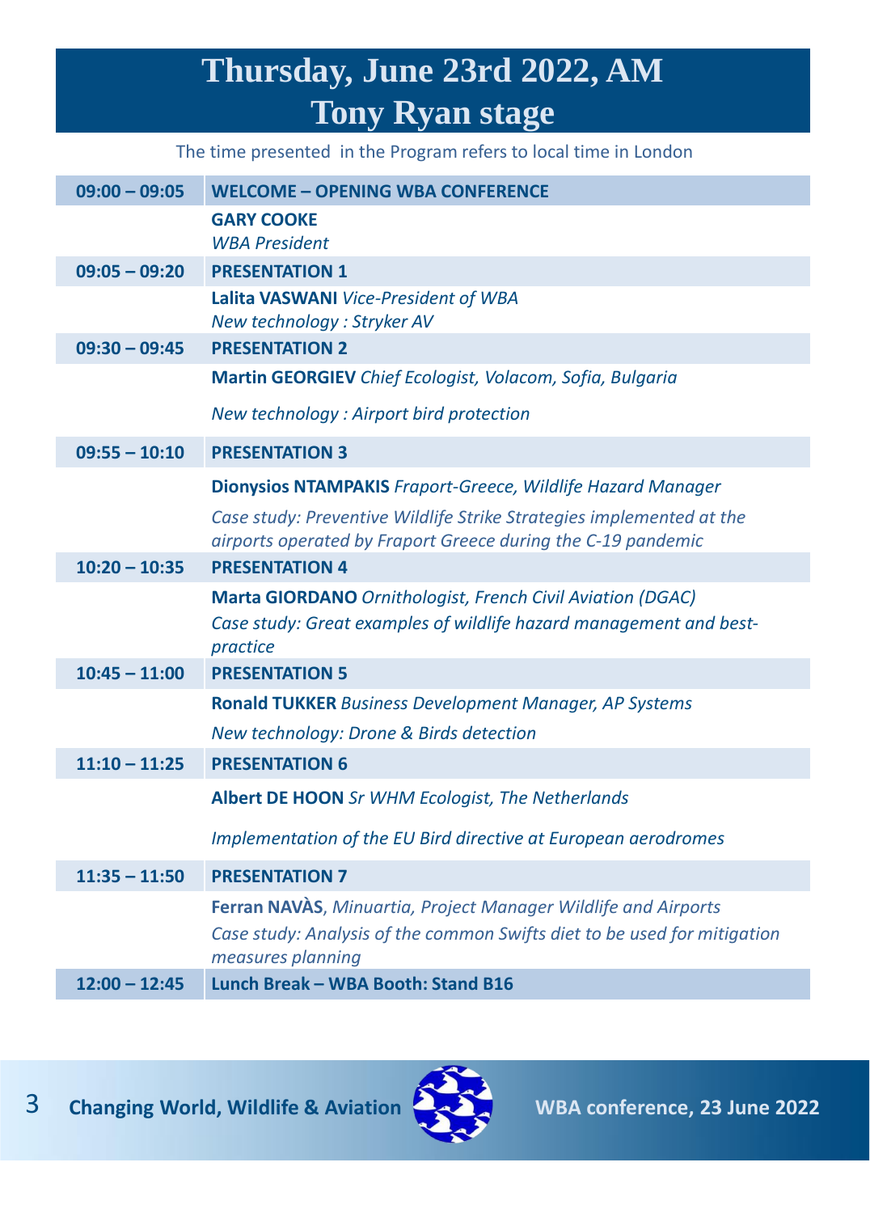# Thursday, June 23rd 2022, AM
# Tony Ryan stage

The time presented in the Program refers to local time in London

| | |
|---|---|
| **09:00 – 09:05** | **WELCOME – OPENING WBA CONFERENCE** |
| | **GARY COOKE**<br>*WBA President* |
| **09:05 – 09:20** | **PRESENTATION 1** |
| | **Lalita VASWANI** *Vice-President of WBA*<br>*New technology : Stryker AV* |
| **09:30 – 09:45** | **PRESENTATION 2** |
| | **Martin GEORGIEV** *Chief Ecologist, Volacom, Sofia, Bulgaria*<br>*New technology : Airport bird protection* |
| **09:55 – 10:10** | **PRESENTATION 3** |
| | **Dionysios NTAMPAKIS** *Fraport-Greece, Wildlife Hazard Manager*<br>*Case study: Preventive Wildlife Strike Strategies implemented at the airports operated by Fraport Greece during the C-19 pandemic* |
| **10:20 – 10:35** | **PRESENTATION 4** |
| | **Marta GIORDANO** *Ornithologist, French Civil Aviation (DGAC)*<br>*Case study: Great examples of wildlife hazard management and best-practice* |
| **10:45 – 11:00** | **PRESENTATION 5** |
| | **Ronald TUKKER** *Business Development Manager, AP Systems*<br>*New technology: Drone & Birds detection* |
| **11:10 – 11:25** | **PRESENTATION 6** |
| | **Albert DE HOON** *Sr WHM Ecologist, The Netherlands*<br>*Implementation of the EU Bird directive at European aerodromes* |
| **11:35 – 11:50** | **PRESENTATION 7** |
| | **Ferran NAVÀS**, *Minuartia, Project Manager Wildlife and Airports*<br>*Case study: Analysis of the common Swifts diet to be used for mitigation measures planning* |
| **12:00 – 12:45** | **Lunch Break – WBA Booth: Stand B16** |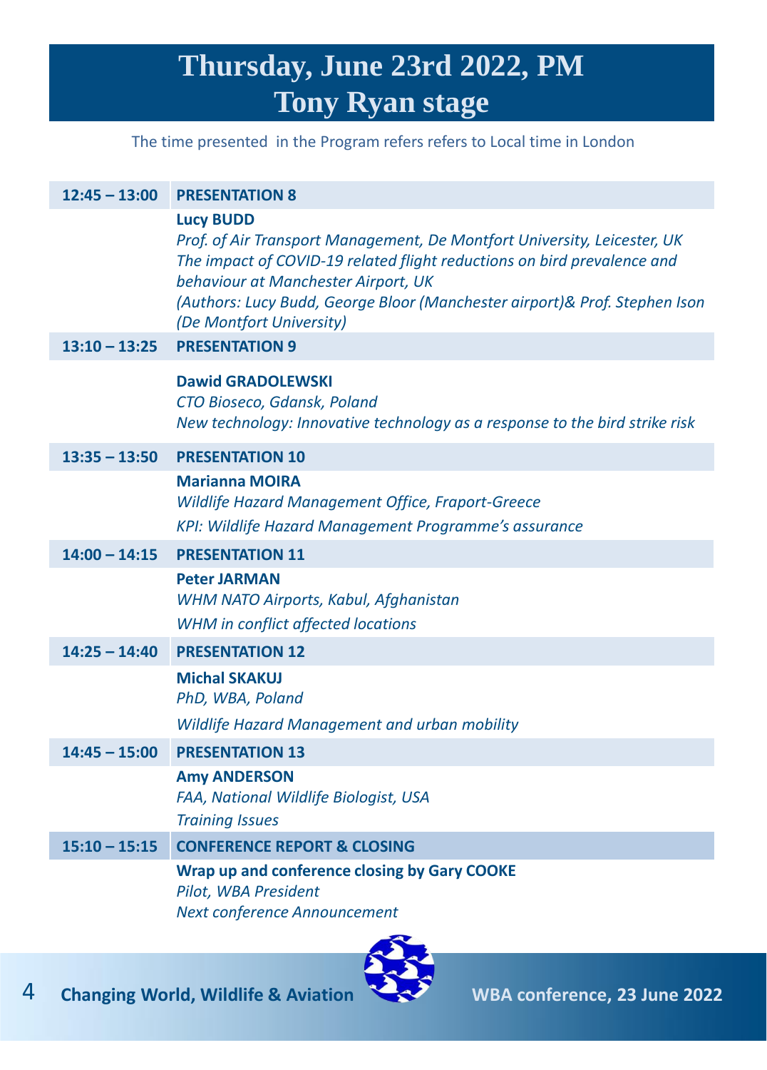# Thursday, June 23rd 2022, PM
# Tony Ryan stage

The time presented in the Program refers refers to Local time in London

| | |
|---|---|
| **12:45 – 13:00** | **PRESENTATION 8** |
| | **Lucy BUDD**<br>*Prof. of Air Transport Management, De Montfort University, Leicester, UK*<br>*The impact of COVID-19 related flight reductions on bird prevalence and behaviour at Manchester Airport, UK*<br>*(Authors: Lucy Budd, George Bloor (Manchester airport)& Prof. Stephen Ison (De Montfort University)* |
| **13:10 – 13:25** | **PRESENTATION 9** |
| | **Dawid GRADOLEWSKI**<br>*CTO Bioseco, Gdansk, Poland*<br>*New technology: Innovative technology as a response to the bird strike risk* |
| **13:35 – 13:50** | **PRESENTATION 10** |
| | **Marianna MOIRA**<br>*Wildlife Hazard Management Office, Fraport-Greece*<br>*KPI: Wildlife Hazard Management Programme's assurance* |
| **14:00 – 14:15** | **PRESENTATION 11** |
| | **Peter JARMAN**<br>*WHM NATO Airports, Kabul, Afghanistan*<br>*WHM in conflict affected locations* |
| **14:25 – 14:40** | **PRESENTATION 12** |
| | **Michal SKAKUJ**<br>*PhD, WBA, Poland*<br>*Wildlife Hazard Management and urban mobility* |
| **14:45 – 15:00** | **PRESENTATION 13** |
| | **Amy ANDERSON**<br>*FAA, National Wildlife Biologist, USA*<br>*Training Issues* |
| **15:10 – 15:15** | **CONFERENCE REPORT & CLOSING** |
| | **Wrap up and conference closing by Gary COOKE**<br>*Pilot, WBA President*<br>*Next conference Announcement* |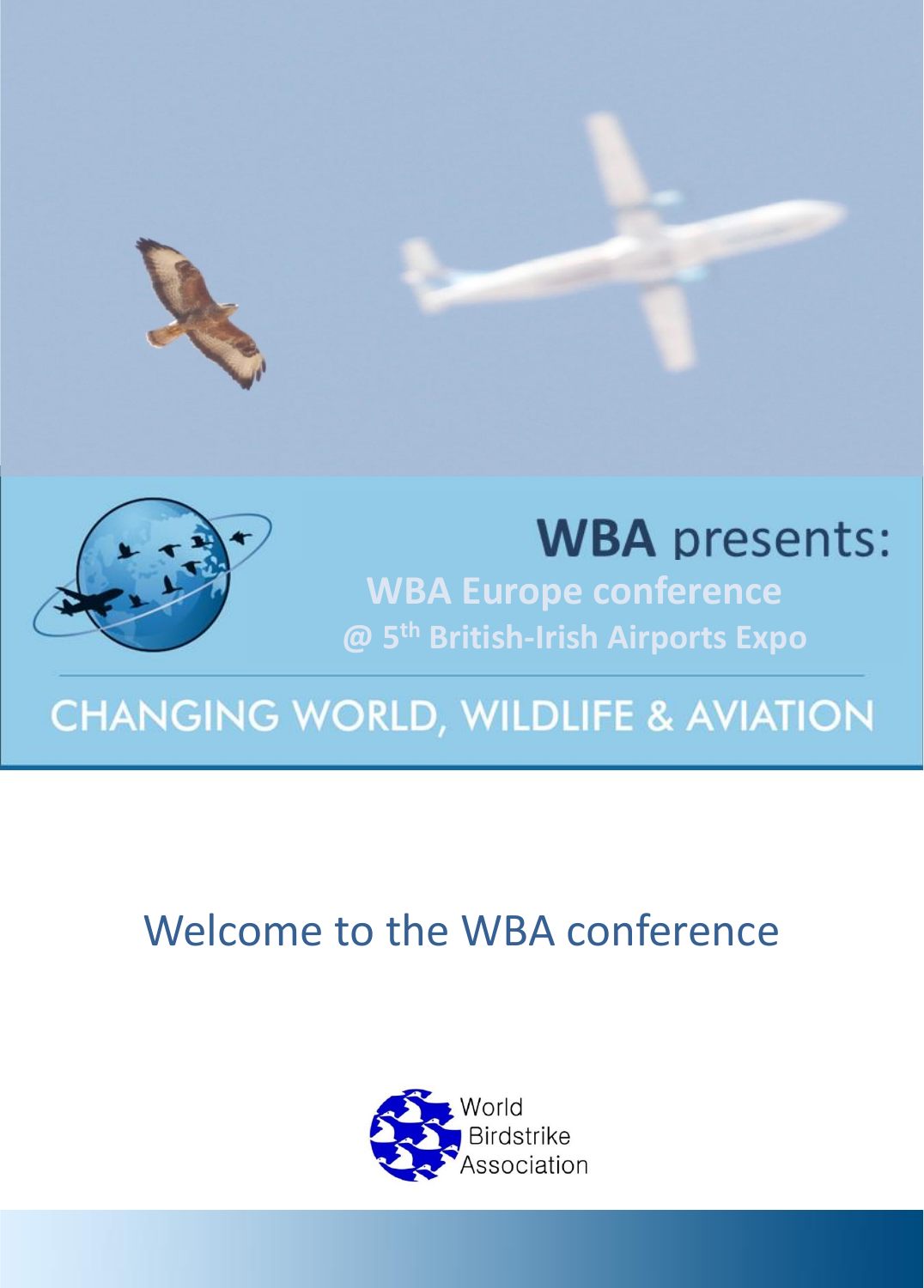**WBA** presents:

**WBA Europe conference**

**@ 5th British-Irish Airports Expo**

CHANGING WORLD, WILDLIFE & AVIATION

# Welcome to the WBA conference

World Birdstrike Association